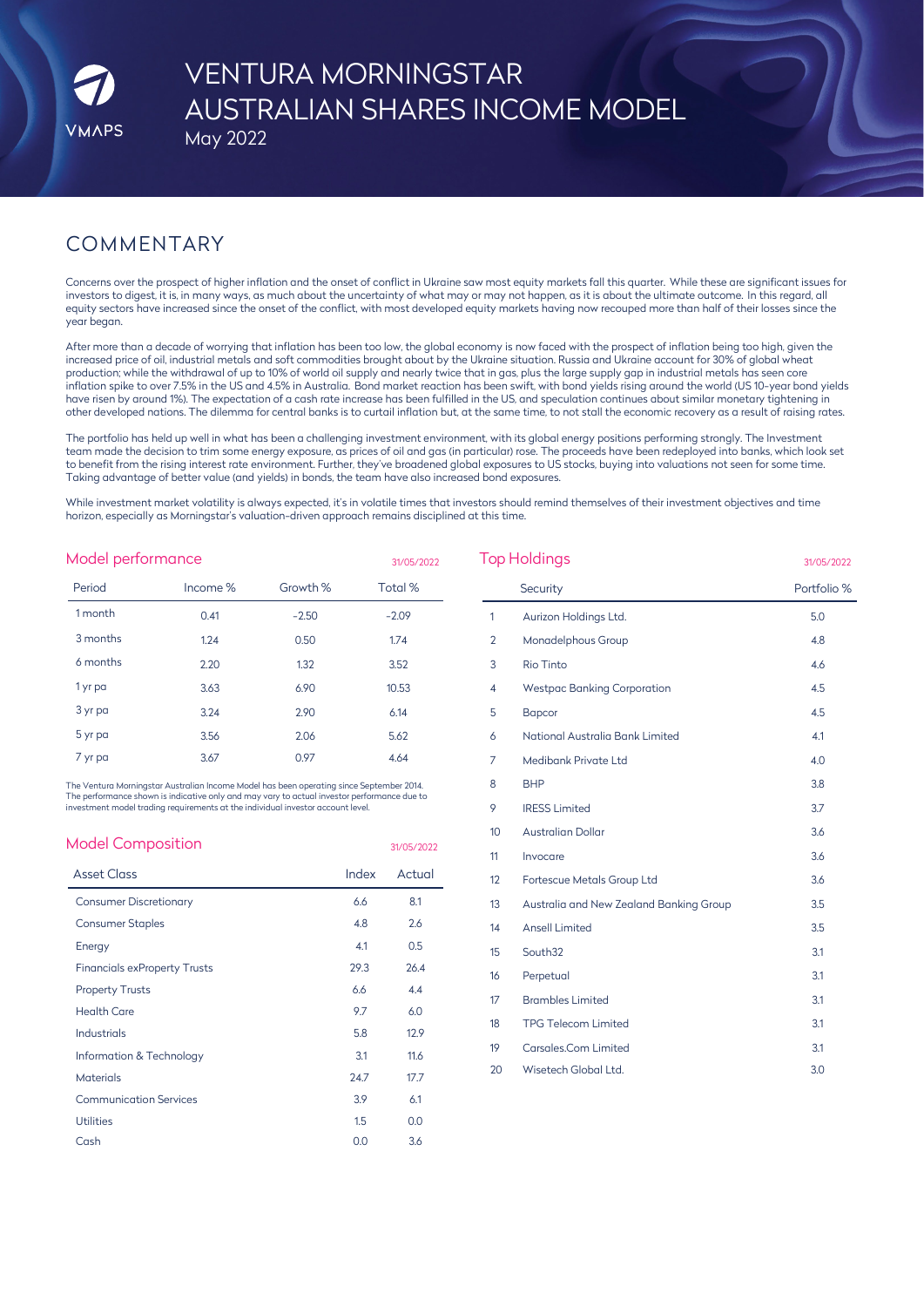# VENTURA MORNINGSTAR AUSTRALIAN SHARES INCOME MODEL

May 2022

## COMMENTARY

Concerns over the prospect of higher inflation and the onset of conflict in Ukraine saw most equity markets fall this quarter. While these are significant issues for investors to digest, it is, in many ways, as much about the uncertainty of what may or may not happen, as it is about the ultimate outcome. In this regard, all equity sectors have increased since the onset of the conflict, with most developed equity markets having now recouped more than half of their losses since the year began.

After more than a decade of worrying that inflation has been too low, the global economy is now faced with the prospect of inflation being too high, given the increased price of oil, industrial metals and soft commodities brought about by the Ukraine situation. Russia and Ukraine account for 30% of global wheat production; while the withdrawal of up to 10% of world oil supply and nearly twice that in gas, plus the large supply gap in industrial metals has seen core inflation spike to over 7.5% in the US and 4.5% in Australia. Bond market reaction has been swift, with bond yields rising around the world (US 10-year bond yields have risen by around 1%). The expectation of a cash rate increase has been fulfilled in the US, and speculation continues about similar monetary tightening in other developed nations. The dilemma for central banks is to curtail inflation but, at the same time, to not stall the economic recovery as a result of raising rates.

The portfolio has held up well in what has been a challenging investment environment, with its global energy positions performing strongly. The Investment team made the decision to trim some energy exposure, as prices of oil and gas (in particular) rose. The proceeds have been redeployed into banks, which look set to benefit from the rising interest rate environment. Further, they've broadened global exposures to US stocks, buying into valuations not seen for some time. Taking advantage of better value (and yields) in bonds, the team have also increased bond exposures.

While investment market volatility is always expected, it's in volatile times that investors should remind themselves of their investment objectives and time horizon, especially as Morningstar's valuation-driven approach remains disciplined at this time.

## Model performance

31/05/2022

| Period | Income % | Growth % | Total % |
|---|---|---|---|
| 1 month | 0.41 | -2.50 | -2.09 |
| 3 months | 1.24 | 0.50 | 1.74 |
| 6 months | 2.20 | 1.32 | 3.52 |
| 1 yr pa | 3.63 | 6.90 | 10.53 |
| 3 yr pa | 3.24 | 2.90 | 6.14 |
| 5 yr pa | 3.56 | 2.06 | 5.62 |
| 7 yr pa | 3.67 | 0.97 | 4.64 |

The Ventura Morningstar Australian Income Model has been operating since September 2014. The performance shown is indicative only and may vary to actual investor performance due to investment model trading requirements at the individual investor account level.

## Model Composition

31/05/2022

| Asset Class | Index | Actual |
|---|---|---|
| Consumer Discretionary | 6.6 | 8.1 |
| Consumer Staples | 4.8 | 2.6 |
| Energy | 4.1 | 0.5 |
| Financials exProperty Trusts | 29.3 | 26.4 |
| Property Trusts | 6.6 | 4.4 |
| Health Care | 9.7 | 6.0 |
| Industrials | 5.8 | 12.9 |
| Information & Technology | 3.1 | 11.6 |
| Materials | 24.7 | 17.7 |
| Communication Services | 3.9 | 6.1 |
| Utilities | 1.5 | 0.0 |
| Cash | 0.0 | 3.6 |

## Top Holdings

31/05/2022

| | Security | Portfolio % |
|---|---|---|
| 1 | Aurizon Holdings Ltd. | 5.0 |
| 2 | Monadelphous Group | 4.8 |
| 3 | Rio Tinto | 4.6 |
| 4 | Westpac Banking Corporation | 4.5 |
| 5 | Bapcor | 4.5 |
| 6 | National Australia Bank Limited | 4.1 |
| 7 | Medibank Private Ltd | 4.0 |
| 8 | BHP | 3.8 |
| 9 | IRESS Limited | 3.7 |
| 10 | Australian Dollar | 3.6 |
| 11 | Invocare | 3.6 |
| 12 | Fortescue Metals Group Ltd | 3.6 |
| 13 | Australia and New Zealand Banking Group | 3.5 |
| 14 | Ansell Limited | 3.5 |
| 15 | South32 | 3.1 |
| 16 | Perpetual | 3.1 |
| 17 | Brambles Limited | 3.1 |
| 18 | TPG Telecom Limited | 3.1 |
| 19 | Carsales.Com Limited | 3.1 |
| 20 | Wisetech Global Ltd. | 3.0 |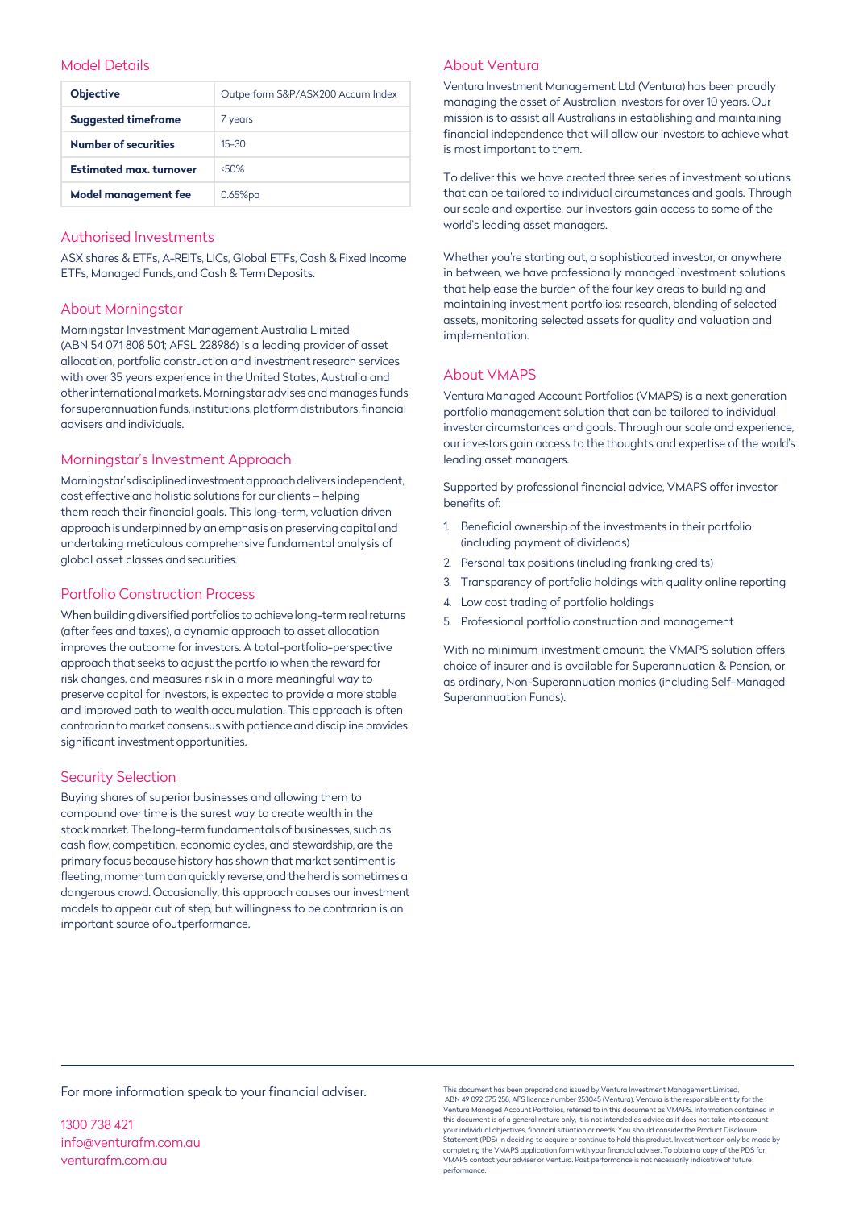## Model Details

| | |
|---|---|
| **Objective** | Outperform S&P/ASX200 Accum Index |
| **Suggested timeframe** | 7 years |
| **Number of securities** | 15-30 |
| **Estimated max. turnover** | <50% |
| **Model management fee** | 0.65%pa |

## Authorised Investments

ASX shares & ETFs, A-REITs, LICs, Global ETFs, Cash & Fixed Income ETFs, Managed Funds, and Cash & Term Deposits.

## About Morningstar

Morningstar Investment Management Australia Limited (ABN 54 071 808 501; AFSL 228986) is a leading provider of asset allocation, portfolio construction and investment research services with over 35 years experience in the United States, Australia and other international markets. Morningstar advises and manages funds for superannuation funds, institutions, platform distributors, financial advisers and individuals.

## Morningstar's Investment Approach

Morningstar's disciplined investment approach delivers independent, cost effective and holistic solutions for our clients – helping them reach their financial goals. This long-term, valuation driven approach is underpinned by an emphasis on preserving capital and undertaking meticulous comprehensive fundamental analysis of global asset classes and securities.

## Portfolio Construction Process

When building diversified portfolios to achieve long-term real returns (after fees and taxes), a dynamic approach to asset allocation improves the outcome for investors. A total-portfolio-perspective approach that seeks to adjust the portfolio when the reward for risk changes, and measures risk in a more meaningful way to preserve capital for investors, is expected to provide a more stable and improved path to wealth accumulation. This approach is often contrarian to market consensus with patience and discipline provides significant investment opportunities.

## Security Selection

Buying shares of superior businesses and allowing them to compound over time is the surest way to create wealth in the stock market. The long-term fundamentals of businesses, such as cash flow, competition, economic cycles, and stewardship, are the primary focus because history has shown that market sentiment is fleeting, momentum can quickly reverse, and the herd is sometimes a dangerous crowd. Occasionally, this approach causes our investment models to appear out of step, but willingness to be contrarian is an important source of outperformance.

## About Ventura

Ventura Investment Management Ltd (Ventura) has been proudly managing the asset of Australian investors for over 10 years. Our mission is to assist all Australians in establishing and maintaining financial independence that will allow our investors to achieve what is most important to them.

To deliver this, we have created three series of investment solutions that can be tailored to individual circumstances and goals. Through our scale and expertise, our investors gain access to some of the world's leading asset managers.

Whether you're starting out, a sophisticated investor, or anywhere in between, we have professionally managed investment solutions that help ease the burden of the four key areas to building and maintaining investment portfolios: research, blending of selected assets, monitoring selected assets for quality and valuation and implementation.

## About VMAPS

Ventura Managed Account Portfolios (VMAPS) is a next generation portfolio management solution that can be tailored to individual investor circumstances and goals. Through our scale and experience, our investors gain access to the thoughts and expertise of the world's leading asset managers.

Supported by professional financial advice, VMAPS offer investor benefits of:

1. Beneficial ownership of the investments in their portfolio (including payment of dividends)
2. Personal tax positions (including franking credits)
3. Transparency of portfolio holdings with quality online reporting
4. Low cost trading of portfolio holdings
5. Professional portfolio construction and management

With no minimum investment amount, the VMAPS solution offers choice of insurer and is available for Superannuation & Pension, or as ordinary, Non-Superannuation monies (including Self-Managed Superannuation Funds).

For more information speak to your financial adviser.

1300 738 421
info@venturafm.com.au
venturafm.com.au

This document has been prepared and issued by Ventura Investment Management Limited, ABN 49 092 375 258, AFS licence number 253045 (Ventura). Ventura is the responsible entity for the Ventura Managed Account Portfolios, referred to in this document as VMAPS. Information contained in this document is of a general nature only, it is not intended as advice as it does not take into account your individual objectives, financial situation or needs. You should consider the Product Disclosure Statement (PDS) in deciding to acquire or continue to hold this product. Investment can only be made by completing the VMAPS application form with your financial adviser. To obtain a copy of the PDS for VMAPS contact your adviser or Ventura. Past performance is not necessarily indicative of future performance.